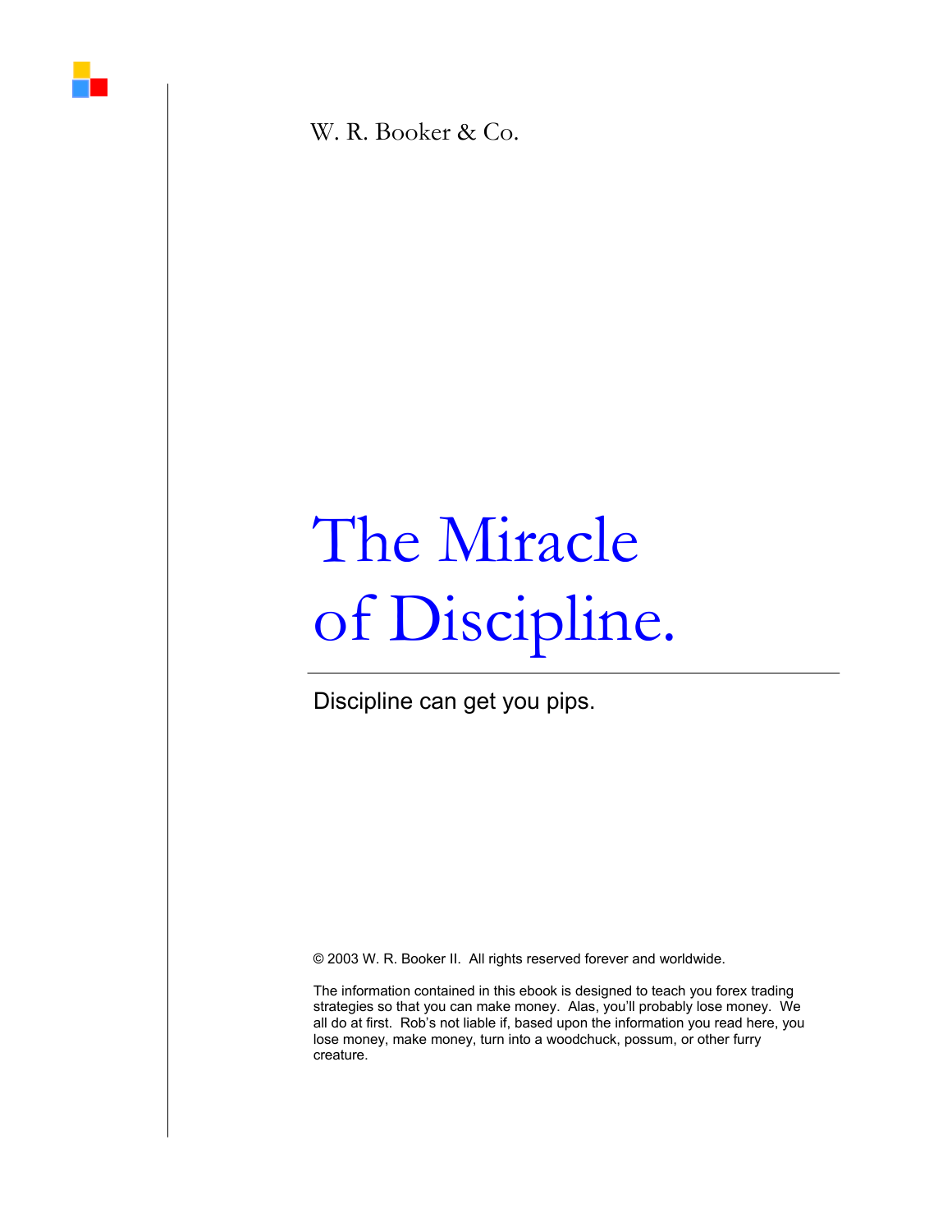W. R. Booker & Co.

# The Miracle of Discipline.

Discipline can get you pips.

© 2003 W. R. Booker II. All rights reserved forever and worldwide.

The information contained in this ebook is designed to teach you forex trading strategies so that you can make money. Alas, you'll probably lose money. We all do at first. Rob's not liable if, based upon the information you read here, you lose money, make money, turn into a woodchuck, possum, or other furry creature.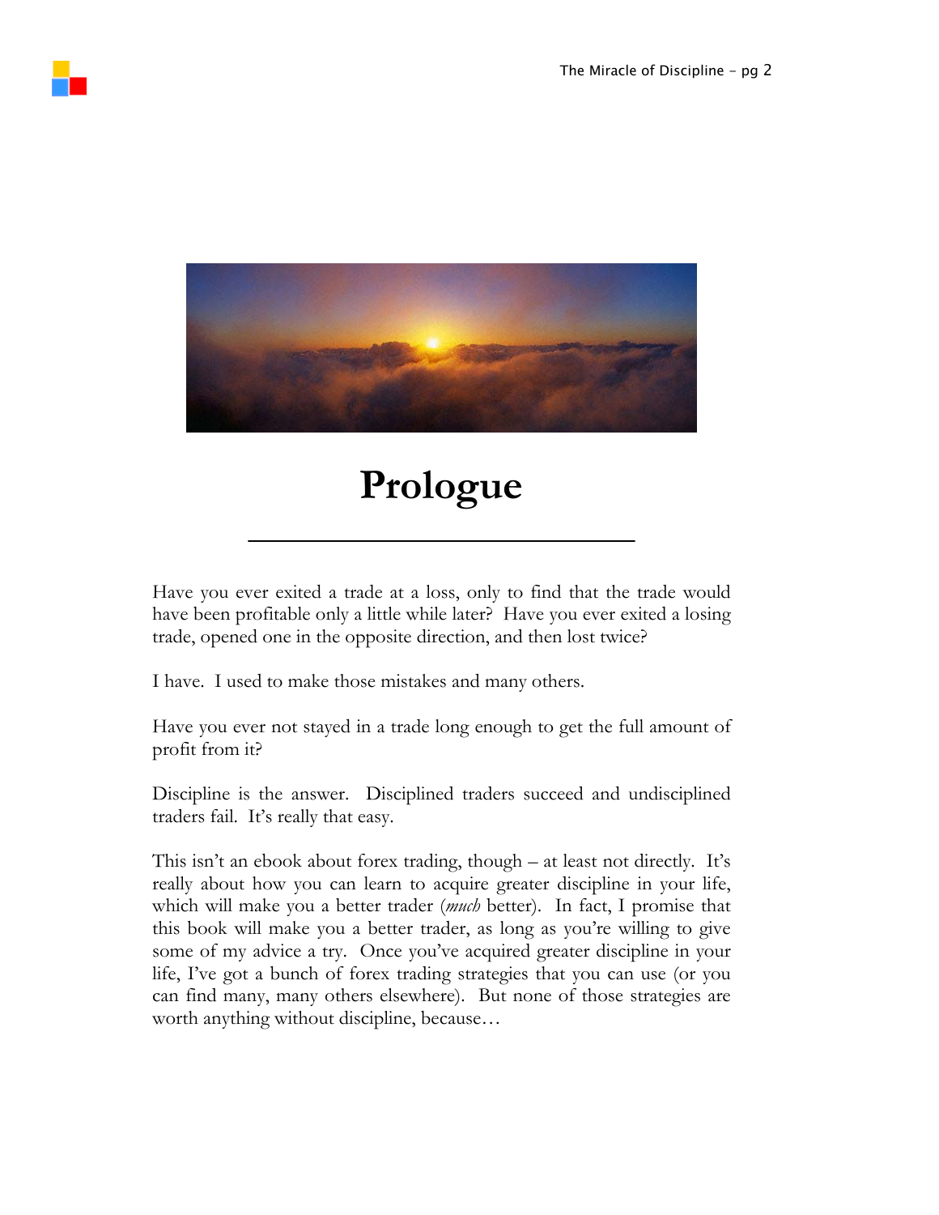# Prologue

Have you ever exited a trade at a loss, only to find that the trade would have been profitable only a little while later? Have you ever exited a losing trade, opened one in the opposite direction, and then lost twice?

I have. I used to make those mistakes and many others.

Have you ever not stayed in a trade long enough to get the full amount of profit from it?

Discipline is the answer. Disciplined traders succeed and undisciplined traders fail. It's really that easy.

This isn't an ebook about forex trading, though – at least not directly. It's really about how you can learn to acquire greater discipline in your life, which will make you a better trader (*much* better). In fact, I promise that this book will make you a better trader, as long as you're willing to give some of my advice a try. Once you've acquired greater discipline in your life, I've got a bunch of forex trading strategies that you can use (or you can find many, many others elsewhere). But none of those strategies are worth anything without discipline, because…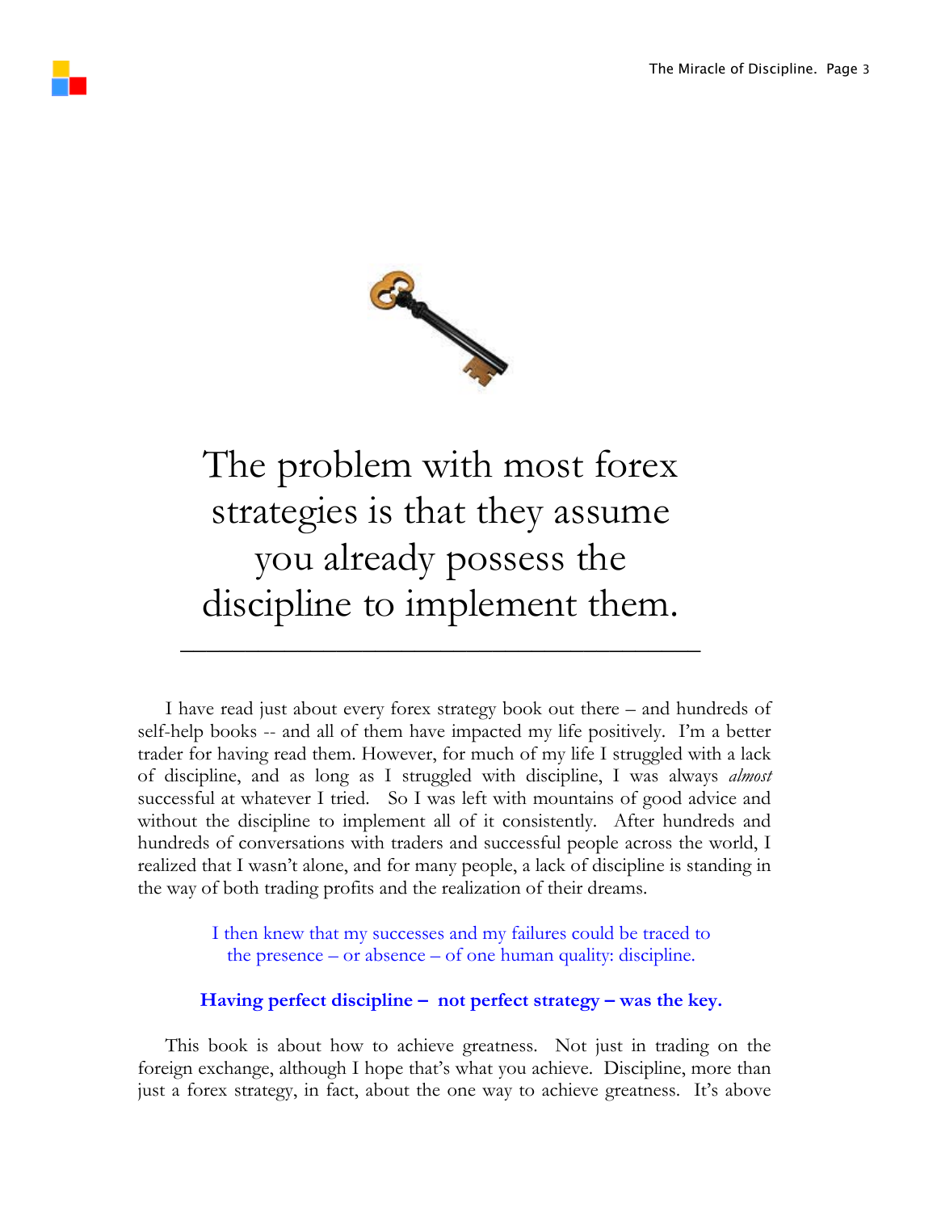# The problem with most forex strategies is that they assume you already possess the discipline to implement them.

---

I have read just about every forex strategy book out there – and hundreds of self-help books -- and all of them have impacted my life positively. I'm a better trader for having read them. However, for much of my life I struggled with a lack of discipline, and as long as I struggled with discipline, I was always *almost* successful at whatever I tried. So I was left with mountains of good advice and without the discipline to implement all of it consistently. After hundreds and hundreds of conversations with traders and successful people across the world, I realized that I wasn't alone, and for many people, a lack of discipline is standing in the way of both trading profits and the realization of their dreams.

I then knew that my successes and my failures could be traced to the presence – or absence – of one human quality: discipline.

**Having perfect discipline – not perfect strategy – was the key.**

This book is about how to achieve greatness. Not just in trading on the foreign exchange, although I hope that's what you achieve. Discipline, more than just a forex strategy, in fact, about the one way to achieve greatness. It's above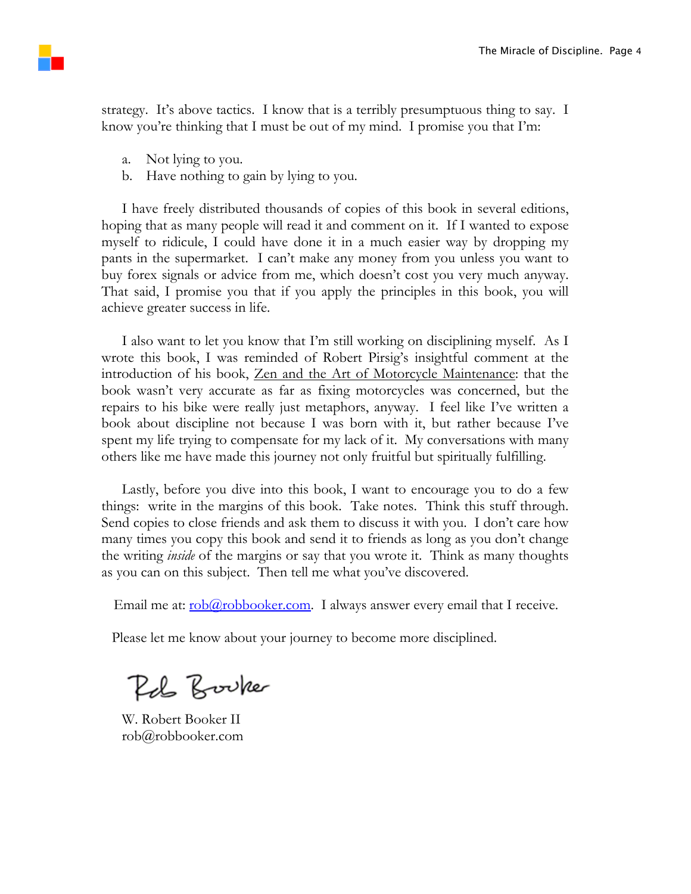strategy. It's above tactics. I know that is a terribly presumptuous thing to say. I know you're thinking that I must be out of my mind. I promise you that I'm:

a. Not lying to you.
b. Have nothing to gain by lying to you.

I have freely distributed thousands of copies of this book in several editions, hoping that as many people will read it and comment on it. If I wanted to expose myself to ridicule, I could have done it in a much easier way by dropping my pants in the supermarket. I can't make any money from you unless you want to buy forex signals or advice from me, which doesn't cost you very much anyway. That said, I promise you that if you apply the principles in this book, you will achieve greater success in life.

I also want to let you know that I'm still working on disciplining myself. As I wrote this book, I was reminded of Robert Pirsig's insightful comment at the introduction of his book, Zen and the Art of Motorcycle Maintenance: that the book wasn't very accurate as far as fixing motorcycles was concerned, but the repairs to his bike were really just metaphors, anyway. I feel like I've written a book about discipline not because I was born with it, but rather because I've spent my life trying to compensate for my lack of it. My conversations with many others like me have made this journey not only fruitful but spiritually fulfilling.

Lastly, before you dive into this book, I want to encourage you to do a few things: write in the margins of this book. Take notes. Think this stuff through. Send copies to close friends and ask them to discuss it with you. I don't care how many times you copy this book and send it to friends as long as you don't change the writing *inside* of the margins or say that you wrote it. Think as many thoughts as you can on this subject. Then tell me what you've discovered.

Email me at: rob@robbooker.com. I always answer every email that I receive.

Please let me know about your journey to become more disciplined.

Rob Booker

W. Robert Booker II
rob@robbooker.com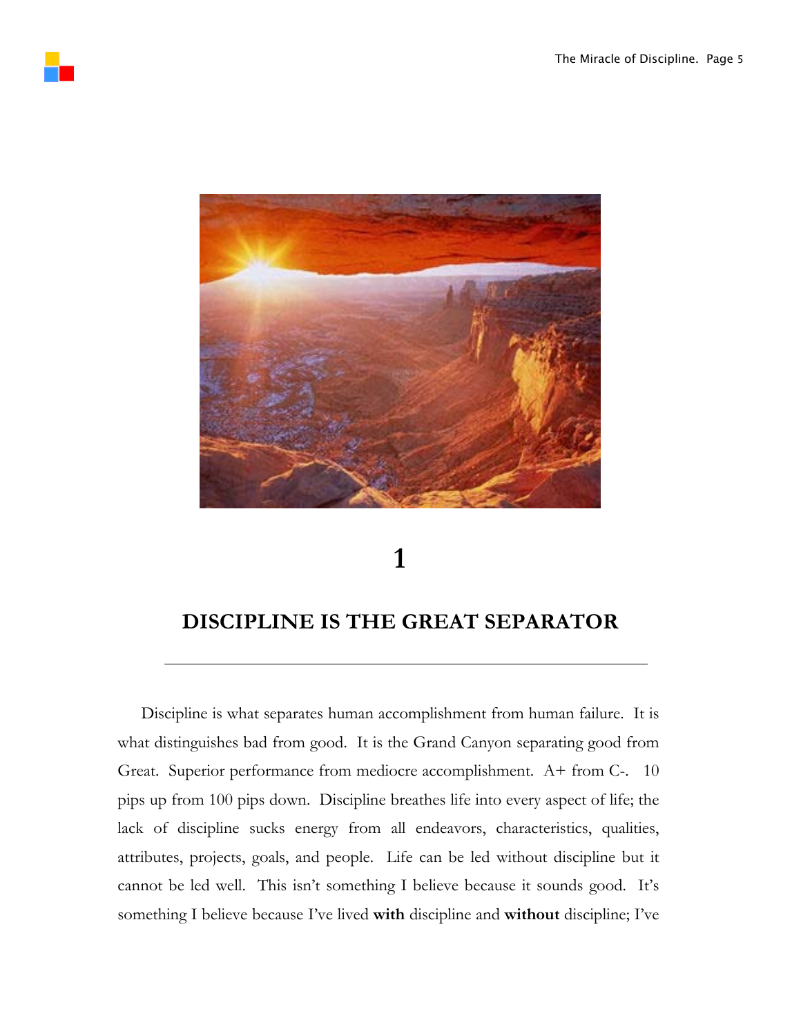# 1

## DISCIPLINE IS THE GREAT SEPARATOR

---

Discipline is what separates human accomplishment from human failure. It is what distinguishes bad from good. It is the Grand Canyon separating good from Great. Superior performance from mediocre accomplishment. A+ from C-. 10 pips up from 100 pips down. Discipline breathes life into every aspect of life; the lack of discipline sucks energy from all endeavors, characteristics, qualities, attributes, projects, goals, and people. Life can be led without discipline but it cannot be led well. This isn't something I believe because it sounds good. It's something I believe because I've lived **with** discipline and **without** discipline; I've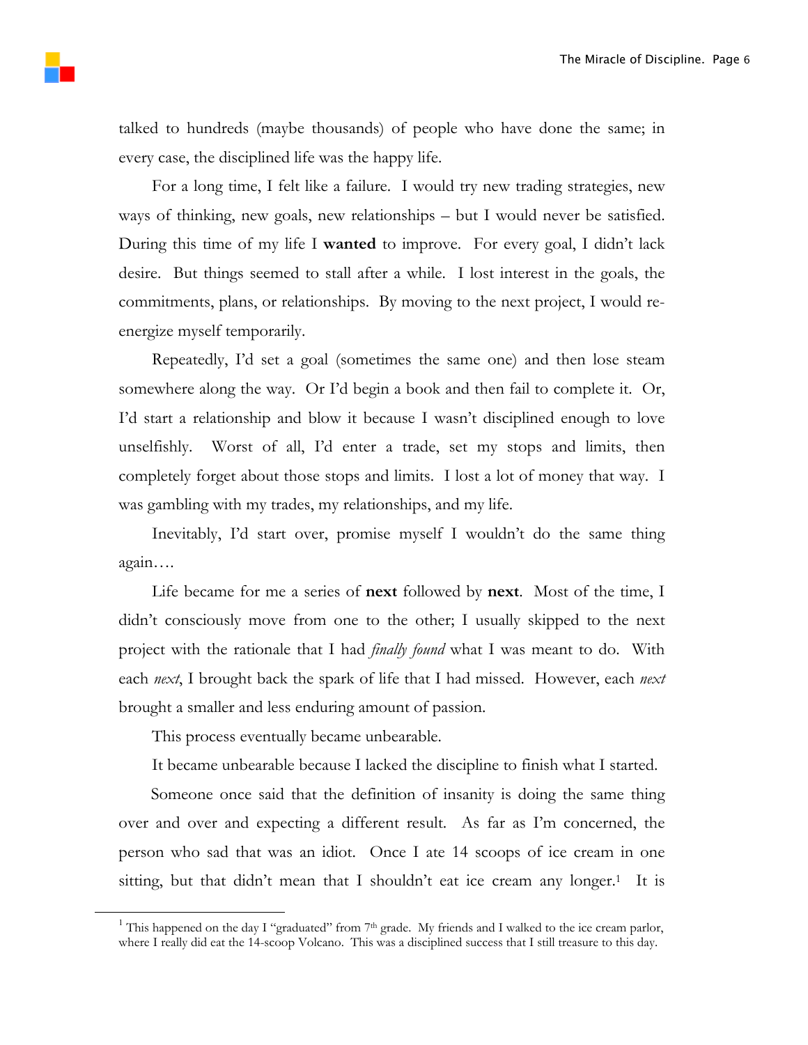talked to hundreds (maybe thousands) of people who have done the same; in every case, the disciplined life was the happy life.

For a long time, I felt like a failure. I would try new trading strategies, new ways of thinking, new goals, new relationships – but I would never be satisfied. During this time of my life I **wanted** to improve. For every goal, I didn't lack desire. But things seemed to stall after a while. I lost interest in the goals, the commitments, plans, or relationships. By moving to the next project, I would re-energize myself temporarily.

Repeatedly, I'd set a goal (sometimes the same one) and then lose steam somewhere along the way. Or I'd begin a book and then fail to complete it. Or, I'd start a relationship and blow it because I wasn't disciplined enough to love unselfishly. Worst of all, I'd enter a trade, set my stops and limits, then completely forget about those stops and limits. I lost a lot of money that way. I was gambling with my trades, my relationships, and my life.

Inevitably, I'd start over, promise myself I wouldn't do the same thing again….

Life became for me a series of **next** followed by **next**. Most of the time, I didn't consciously move from one to the other; I usually skipped to the next project with the rationale that I had *finally found* what I was meant to do. With each *next*, I brought back the spark of life that I had missed. However, each *next* brought a smaller and less enduring amount of passion.

This process eventually became unbearable.

It became unbearable because I lacked the discipline to finish what I started.

Someone once said that the definition of insanity is doing the same thing over and over and expecting a different result. As far as I'm concerned, the person who sad that was an idiot. Once I ate 14 scoops of ice cream in one sitting, but that didn't mean that I shouldn't eat ice cream any longer.[1] It is

---

[1] This happened on the day I "graduated" from 7th grade. My friends and I walked to the ice cream parlor, where I really did eat the 14-scoop Volcano. This was a disciplined success that I still treasure to this day.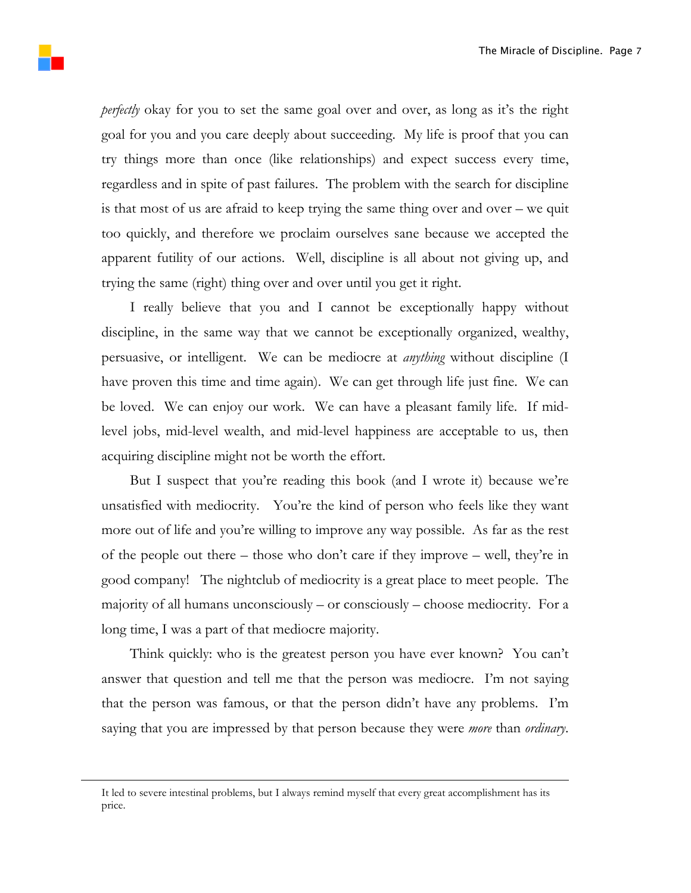*perfectly* okay for you to set the same goal over and over, as long as it's the right goal for you and you care deeply about succeeding. My life is proof that you can try things more than once (like relationships) and expect success every time, regardless and in spite of past failures. The problem with the search for discipline is that most of us are afraid to keep trying the same thing over and over – we quit too quickly, and therefore we proclaim ourselves sane because we accepted the apparent futility of our actions. Well, discipline is all about not giving up, and trying the same (right) thing over and over until you get it right.

I really believe that you and I cannot be exceptionally happy without discipline, in the same way that we cannot be exceptionally organized, wealthy, persuasive, or intelligent. We can be mediocre at *anything* without discipline (I have proven this time and time again). We can get through life just fine. We can be loved. We can enjoy our work. We can have a pleasant family life. If mid-level jobs, mid-level wealth, and mid-level happiness are acceptable to us, then acquiring discipline might not be worth the effort.

But I suspect that you're reading this book (and I wrote it) because we're unsatisfied with mediocrity. You're the kind of person who feels like they want more out of life and you're willing to improve any way possible. As far as the rest of the people out there – those who don't care if they improve – well, they're in good company! The nightclub of mediocrity is a great place to meet people. The majority of all humans unconsciously – or consciously – choose mediocrity. For a long time, I was a part of that mediocre majority.

Think quickly: who is the greatest person you have ever known? You can't answer that question and tell me that the person was mediocre. I'm not saying that the person was famous, or that the person didn't have any problems. I'm saying that you are impressed by that person because they were *more* than *ordinary*.

---

It led to severe intestinal problems, but I always remind myself that every great accomplishment has its price.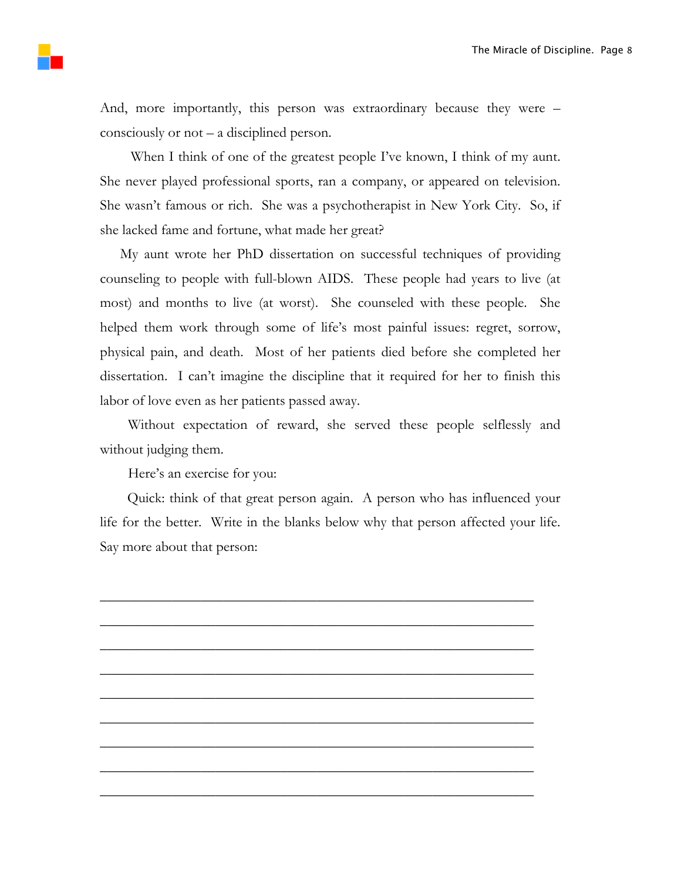And, more importantly, this person was extraordinary because they were – consciously or not – a disciplined person.

When I think of one of the greatest people I've known, I think of my aunt. She never played professional sports, ran a company, or appeared on television. She wasn't famous or rich. She was a psychotherapist in New York City. So, if she lacked fame and fortune, what made her great?

My aunt wrote her PhD dissertation on successful techniques of providing counseling to people with full-blown AIDS. These people had years to live (at most) and months to live (at worst). She counseled with these people. She helped them work through some of life's most painful issues: regret, sorrow, physical pain, and death. Most of her patients died before she completed her dissertation. I can't imagine the discipline that it required for her to finish this labor of love even as her patients passed away.

Without expectation of reward, she served these people selflessly and without judging them.

Here's an exercise for you:

Quick: think of that great person again. A person who has influenced your life for the better. Write in the blanks below why that person affected your life. Say more about that person:

\_\_\_\_\_\_\_\_\_\_\_\_\_\_\_\_\_\_\_\_\_\_\_\_\_\_\_\_\_\_\_\_\_\_\_\_\_\_\_\_\_\_\_\_\_\_\_\_\_\_\_\_\_\_\_\_\_\_

\_\_\_\_\_\_\_\_\_\_\_\_\_\_\_\_\_\_\_\_\_\_\_\_\_\_\_\_\_\_\_\_\_\_\_\_\_\_\_\_\_\_\_\_\_\_\_\_\_\_\_\_\_\_\_\_\_\_

\_\_\_\_\_\_\_\_\_\_\_\_\_\_\_\_\_\_\_\_\_\_\_\_\_\_\_\_\_\_\_\_\_\_\_\_\_\_\_\_\_\_\_\_\_\_\_\_\_\_\_\_\_\_\_\_\_\_

\_\_\_\_\_\_\_\_\_\_\_\_\_\_\_\_\_\_\_\_\_\_\_\_\_\_\_\_\_\_\_\_\_\_\_\_\_\_\_\_\_\_\_\_\_\_\_\_\_\_\_\_\_\_\_\_\_\_

\_\_\_\_\_\_\_\_\_\_\_\_\_\_\_\_\_\_\_\_\_\_\_\_\_\_\_\_\_\_\_\_\_\_\_\_\_\_\_\_\_\_\_\_\_\_\_\_\_\_\_\_\_\_\_\_\_\_

\_\_\_\_\_\_\_\_\_\_\_\_\_\_\_\_\_\_\_\_\_\_\_\_\_\_\_\_\_\_\_\_\_\_\_\_\_\_\_\_\_\_\_\_\_\_\_\_\_\_\_\_\_\_\_\_\_\_

\_\_\_\_\_\_\_\_\_\_\_\_\_\_\_\_\_\_\_\_\_\_\_\_\_\_\_\_\_\_\_\_\_\_\_\_\_\_\_\_\_\_\_\_\_\_\_\_\_\_\_\_\_\_\_\_\_\_

\_\_\_\_\_\_\_\_\_\_\_\_\_\_\_\_\_\_\_\_\_\_\_\_\_\_\_\_\_\_\_\_\_\_\_\_\_\_\_\_\_\_\_\_\_\_\_\_\_\_\_\_\_\_\_\_\_\_

\_\_\_\_\_\_\_\_\_\_\_\_\_\_\_\_\_\_\_\_\_\_\_\_\_\_\_\_\_\_\_\_\_\_\_\_\_\_\_\_\_\_\_\_\_\_\_\_\_\_\_\_\_\_\_\_\_\_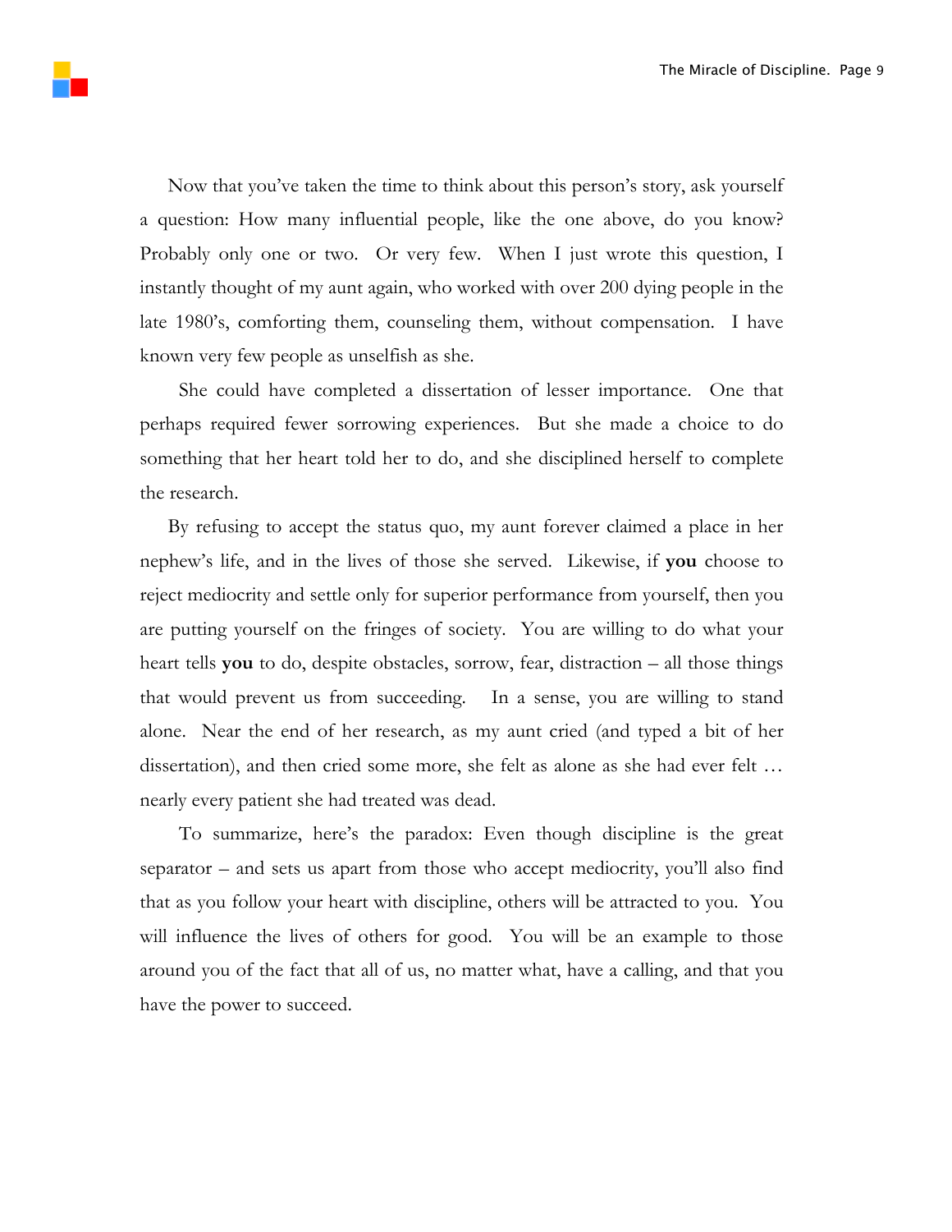Now that you've taken the time to think about this person's story, ask yourself a question: How many influential people, like the one above, do you know? Probably only one or two. Or very few. When I just wrote this question, I instantly thought of my aunt again, who worked with over 200 dying people in the late 1980's, comforting them, counseling them, without compensation. I have known very few people as unselfish as she.

She could have completed a dissertation of lesser importance. One that perhaps required fewer sorrowing experiences. But she made a choice to do something that her heart told her to do, and she disciplined herself to complete the research.

By refusing to accept the status quo, my aunt forever claimed a place in her nephew's life, and in the lives of those she served. Likewise, if **you** choose to reject mediocrity and settle only for superior performance from yourself, then you are putting yourself on the fringes of society. You are willing to do what your heart tells **you** to do, despite obstacles, sorrow, fear, distraction – all those things that would prevent us from succeeding. In a sense, you are willing to stand alone. Near the end of her research, as my aunt cried (and typed a bit of her dissertation), and then cried some more, she felt as alone as she had ever felt … nearly every patient she had treated was dead.

To summarize, here's the paradox: Even though discipline is the great separator – and sets us apart from those who accept mediocrity, you'll also find that as you follow your heart with discipline, others will be attracted to you. You will influence the lives of others for good. You will be an example to those around you of the fact that all of us, no matter what, have a calling, and that you have the power to succeed.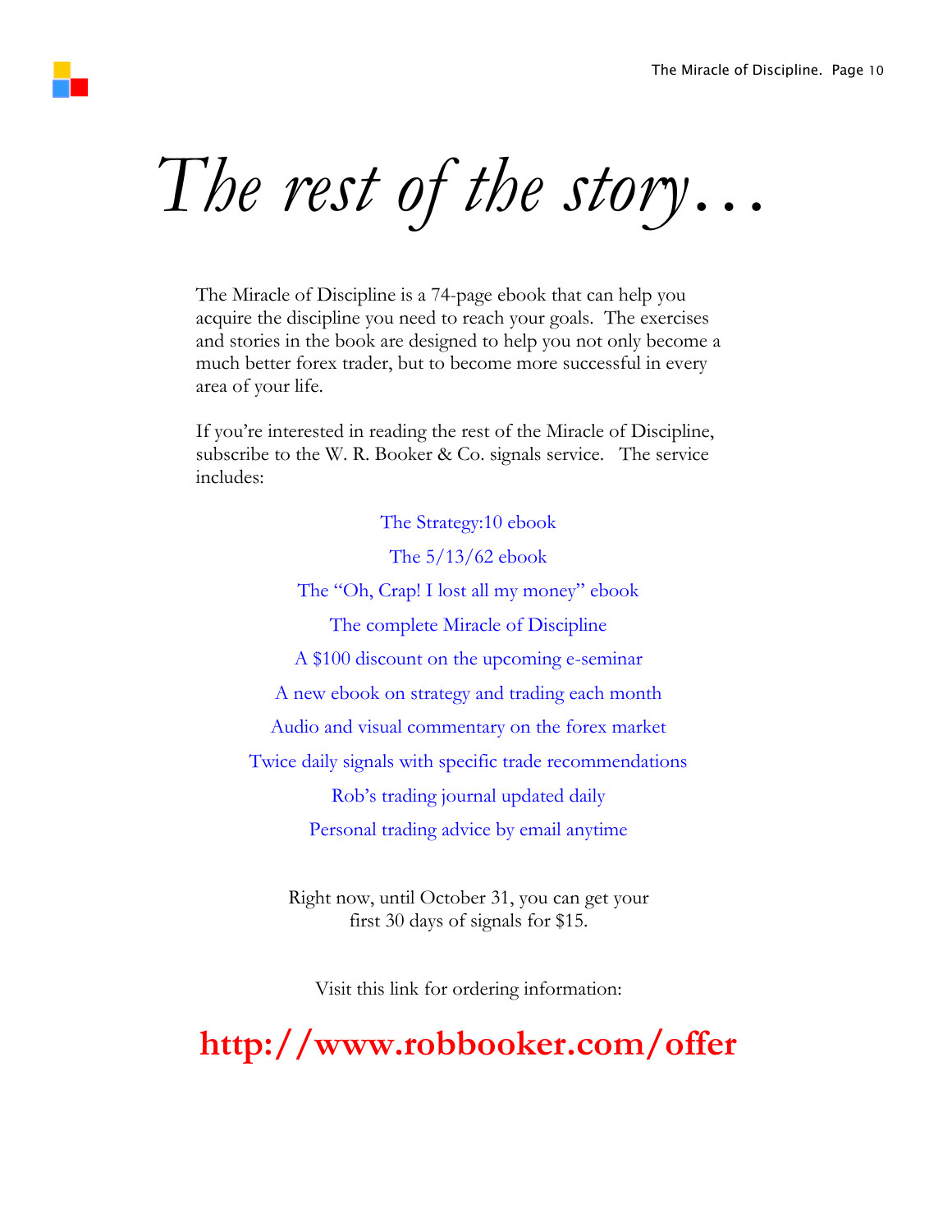# *The rest of the story…*

The Miracle of Discipline is a 74-page ebook that can help you acquire the discipline you need to reach your goals. The exercises and stories in the book are designed to help you not only become a much better forex trader, but to become more successful in every area of your life.

If you're interested in reading the rest of the Miracle of Discipline, subscribe to the W. R. Booker & Co. signals service. The service includes:

- The Strategy:10 ebook
- The 5/13/62 ebook
- The "Oh, Crap! I lost all my money" ebook
- The complete Miracle of Discipline
- A $100 discount on the upcoming e-seminar
- A new ebook on strategy and trading each month
- Audio and visual commentary on the forex market
- Twice daily signals with specific trade recommendations
- Rob's trading journal updated daily
- Personal trading advice by email anytime

Right now, until October 31, you can get your first 30 days of signals for $15.

Visit this link for ordering information:

**http://www.robbooker.com/offer**